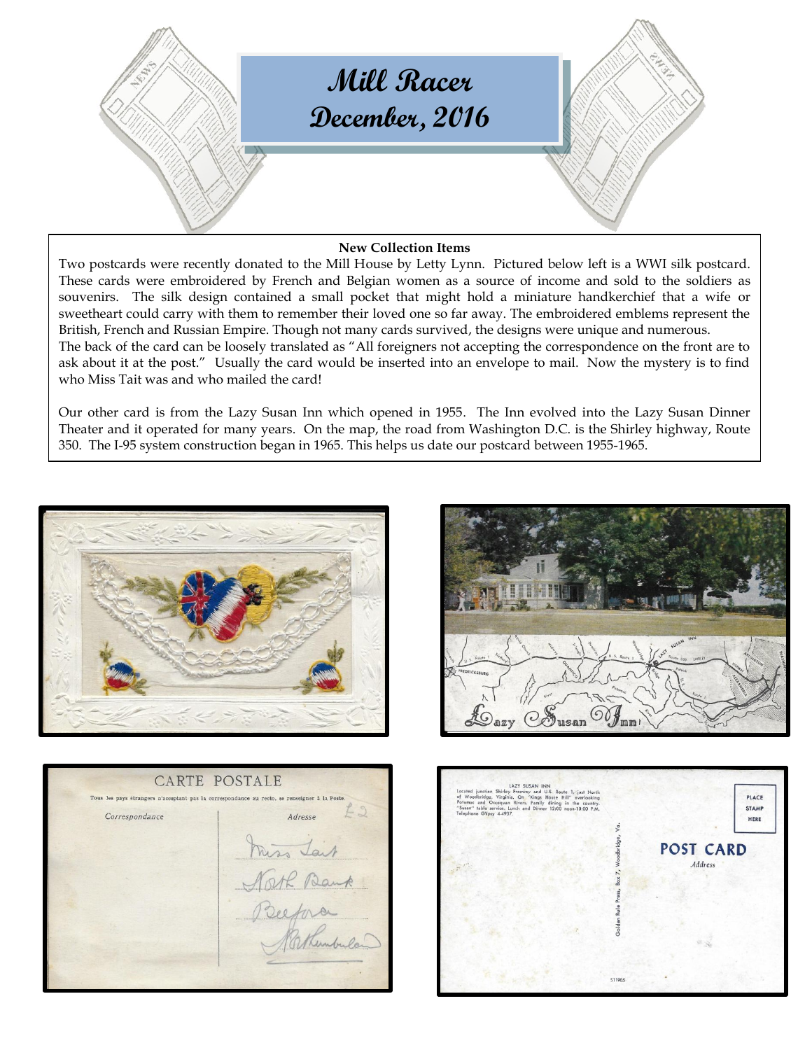# Mill Racer
# December, 2016

## New Collection Items

Two postcards were recently donated to the Mill House by Letty Lynn. Pictured below left is a WWI silk postcard. These cards were embroidered by French and Belgian women as a source of income and sold to the soldiers as souvenirs. The silk design contained a small pocket that might hold a miniature handkerchief that a wife or sweetheart could carry with them to remember their loved one so far away. The embroidered emblems represent the British, French and Russian Empire. Though not many cards survived, the designs were unique and numerous. The back of the card can be loosely translated as "All foreigners not accepting the correspondence on the front are to ask about it at the post." Usually the card would be inserted into an envelope to mail. Now the mystery is to find who Miss Tait was and who mailed the card!

Our other card is from the Lazy Susan Inn which opened in 1955. The Inn evolved into the Lazy Susan Dinner Theater and it operated for many years. On the map, the road from Washington D.C. is the Shirley highway, Route 350. The I-95 system construction began in 1965. This helps us date our postcard between 1955-1965.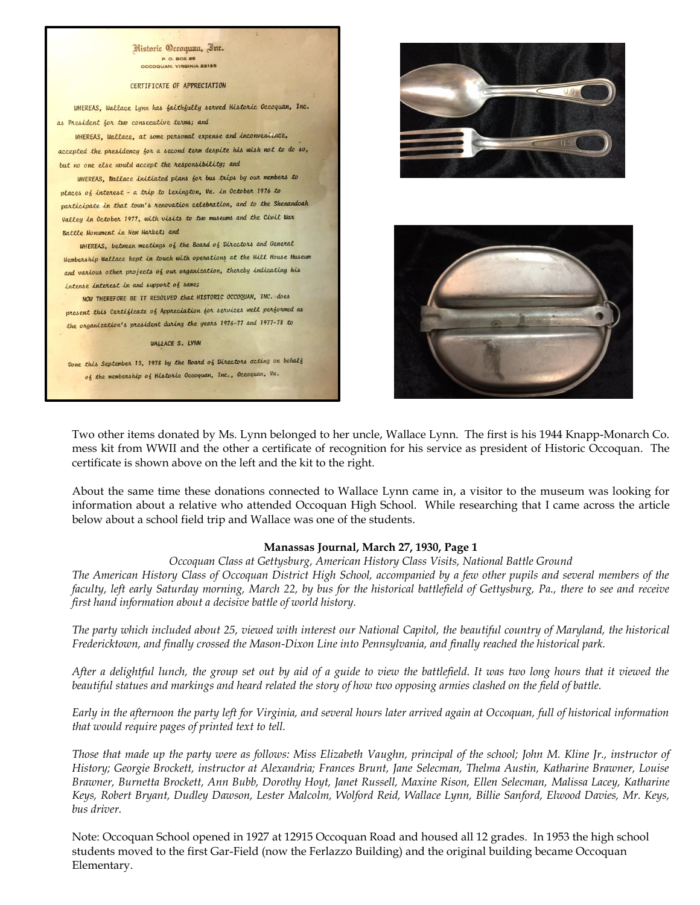Historic Occoquan, Inc.
P. O. BOX 65
OCCOQUAN, VIRGINIA 22125

CERTIFICATE OF APPRECIATION

WHEREAS, Wallace Lynn has faithfully served Historic Occoquan, Inc. as President for two consecutive terms; and

WHEREAS, Wallace, at some personal expense and inconvenience, accepted the presidency for a second term despite his wish not to do so, but no one else would accept the responsibility; and

WHEREAS, Wallace initiated plans for bus trips by our members to places of interest - a trip to Lexington, Va. in October 1976 to participate in that town's renovation celebration, and to the Shenandoah Valley in October 1977, with visits to two museums and the Civil War Battle Monument in New Market; and

WHEREAS, between meetings of the Board of Directors and General Membership Wallace kept in touch with operations at the Mill House Museum and various other projects of our organization, thereby indicating his intense interest in and support of same;

NOW THEREFORE BE IT RESOLVED that HISTORIC OCCOQUAN, INC. does present this Certificate of Appreciation for services well performed as the organization's president during the years 1976-77 and 1977-78 to

WALLACE S. LYNN

Done this September 13, 1978 by the Board of Directors acting on behalf of the membership of Historic Occoquan, Inc., Occoquan, Va.

Two other items donated by Ms. Lynn belonged to her uncle, Wallace Lynn. The first is his 1944 Knapp-Monarch Co. mess kit from WWII and the other a certificate of recognition for his service as president of Historic Occoquan. The certificate is shown above on the left and the kit to the right.

About the same time these donations connected to Wallace Lynn came in, a visitor to the museum was looking for information about a relative who attended Occoquan High School. While researching that I came across the article below about a school field trip and Wallace was one of the students.

**Manassas Journal, March 27, 1930, Page 1**

*Occoquan Class at Gettysburg, American History Class Visits, National Battle Ground*

*The American History Class of Occoquan District High School, accompanied by a few other pupils and several members of the faculty, left early Saturday morning, March 22, by bus for the historical battlefield of Gettysburg, Pa., there to see and receive first hand information about a decisive battle of world history.*

*The party which included about 25, viewed with interest our National Capitol, the beautiful country of Maryland, the historical Fredericktown, and finally crossed the Mason-Dixon Line into Pennsylvania, and finally reached the historical park.*

*After a delightful lunch, the group set out by aid of a guide to view the battlefield. It was two long hours that it viewed the beautiful statues and markings and heard related the story of how two opposing armies clashed on the field of battle.*

*Early in the afternoon the party left for Virginia, and several hours later arrived again at Occoquan, full of historical information that would require pages of printed text to tell.*

*Those that made up the party were as follows: Miss Elizabeth Vaughn, principal of the school; John M. Kline Jr., instructor of History; Georgie Brockett, instructor at Alexandria; Frances Brunt, Jane Selecman, Thelma Austin, Katharine Brawner, Louise Brawner, Burnetta Brockett, Ann Bubb, Dorothy Hoyt, Janet Russell, Maxine Rison, Ellen Selecman, Malissa Lacey, Katharine Keys, Robert Bryant, Dudley Dawson, Lester Malcolm, Wolford Reid, Wallace Lynn, Billie Sanford, Elwood Davies, Mr. Keys, bus driver.*

Note: Occoquan School opened in 1927 at 12915 Occoquan Road and housed all 12 grades. In 1953 the high school students moved to the first Gar-Field (now the Ferlazzo Building) and the original building became Occoquan Elementary.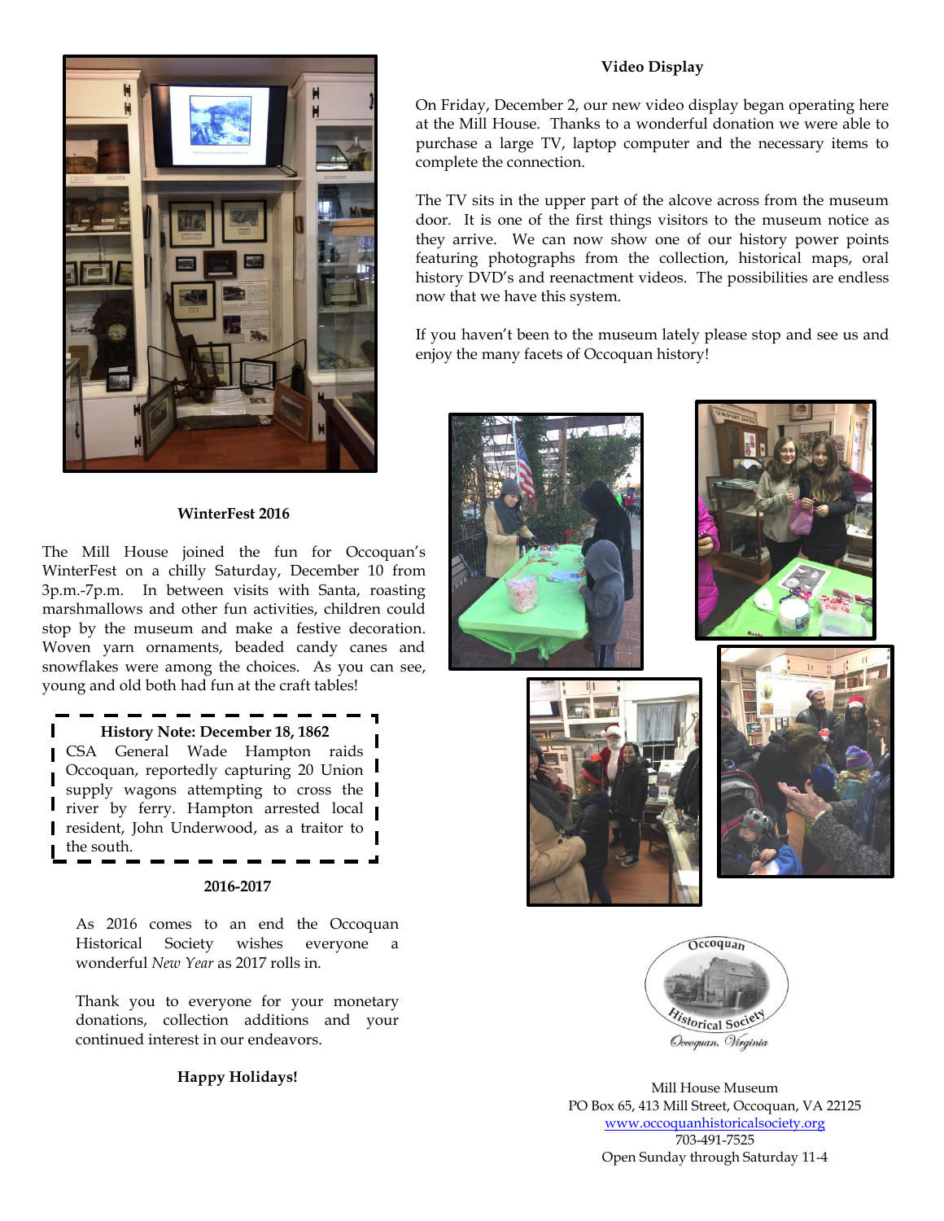## Video Display

On Friday, December 2, our new video display began operating here at the Mill House. Thanks to a wonderful donation we were able to purchase a large TV, laptop computer and the necessary items to complete the connection.

The TV sits in the upper part of the alcove across from the museum door. It is one of the first things visitors to the museum notice as they arrive. We can now show one of our history power points featuring photographs from the collection, historical maps, oral history DVD's and reenactment videos. The possibilities are endless now that we have this system.

If you haven't been to the museum lately please stop and see us and enjoy the many facets of Occoquan history!

## WinterFest 2016

The Mill House joined the fun for Occoquan's WinterFest on a chilly Saturday, December 10 from 3p.m.-7p.m. In between visits with Santa, roasting marshmallows and other fun activities, children could stop by the museum and make a festive decoration. Woven yarn ornaments, beaded candy canes and snowflakes were among the choices. As you can see, young and old both had fun at the craft tables!

> **History Note: December 18, 1862**
> CSA General Wade Hampton raids Occoquan, reportedly capturing 20 Union supply wagons attempting to cross the river by ferry. Hampton arrested local resident, John Underwood, as a traitor to the south.

## 2016-2017

As 2016 comes to an end the Occoquan Historical Society wishes everyone a wonderful *New Year* as 2017 rolls in.

Thank you to everyone for your monetary donations, collection additions and your continued interest in our endeavors.

**Happy Holidays!**

Occoquan Historical Society
Occoquan, Virginia

Mill House Museum
PO Box 65, 413 Mill Street, Occoquan, VA 22125
www.occoquanhistoricalsociety.org
703-491-7525
Open Sunday through Saturday 11-4